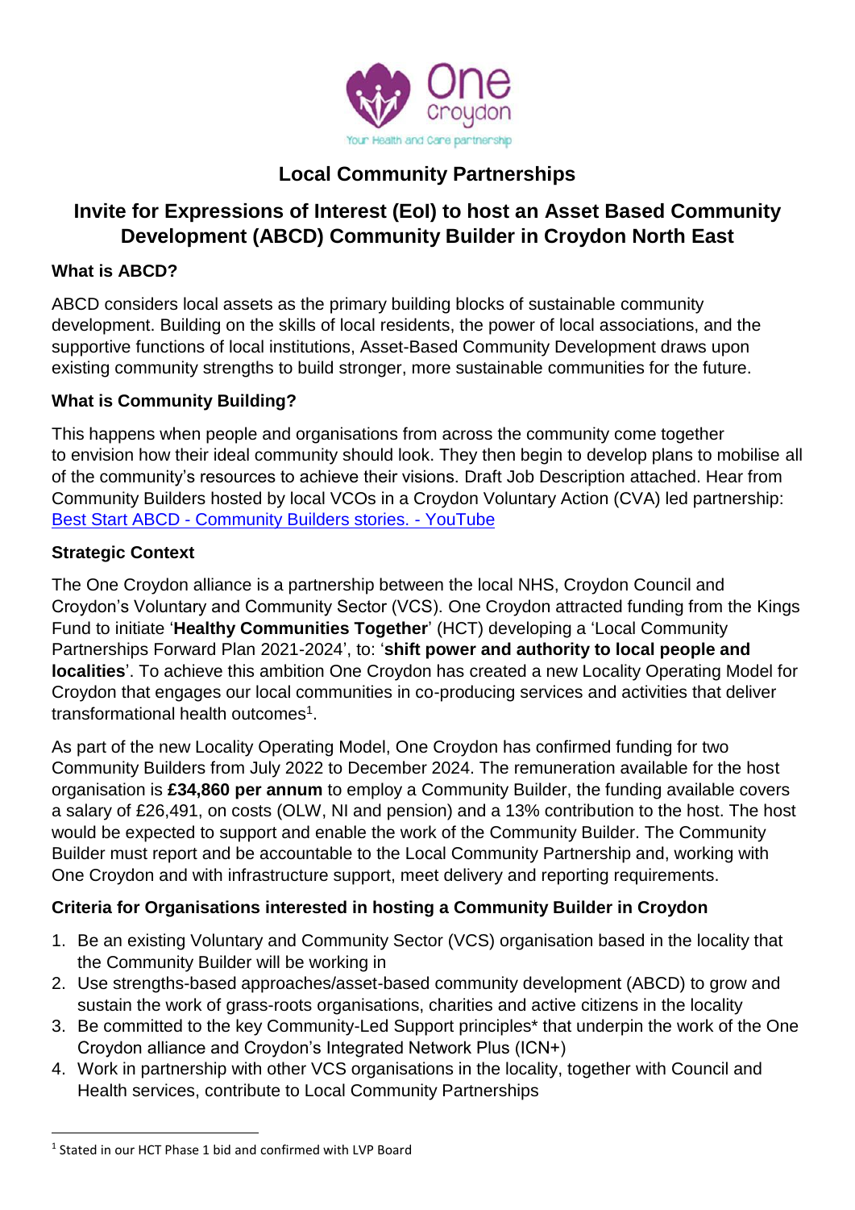# Local Community Partnerships

## Invite for Expressions of Interest (EoI) to host an Asset Based Community Development (ABCD) Community Builder in Croydon North East

### What is ABCD?

ABCD considers local assets as the primary building blocks of sustainable community development. Building on the skills of local residents, the power of local associations, and the supportive functions of local institutions, Asset-Based Community Development draws upon existing community strengths to build stronger, more sustainable communities for the future.

### What is Community Building?

This happens when people and organisations from across the community come together to envision how their ideal community should look. They then begin to develop plans to mobilise all of the community's resources to achieve their visions. Draft Job Description attached. Hear from Community Builders hosted by local VCOs in a Croydon Voluntary Action (CVA) led partnership: [Best Start ABCD - Community Builders stories. - YouTube]

### Strategic Context

The One Croydon alliance is a partnership between the local NHS, Croydon Council and Croydon's Voluntary and Community Sector (VCS). One Croydon attracted funding from the Kings Fund to initiate '**Healthy Communities Together**' (HCT) developing a 'Local Community Partnerships Forward Plan 2021-2024', to: '**shift power and authority to local people and localities**'. To achieve this ambition One Croydon has created a new Locality Operating Model for Croydon that engages our local communities in co-producing services and activities that deliver transformational health outcomes[1].

As part of the new Locality Operating Model, One Croydon has confirmed funding for two Community Builders from July 2022 to December 2024. The remuneration available for the host organisation is **£34,860 per annum** to employ a Community Builder, the funding available covers a salary of £26,491, on costs (OLW, NI and pension) and a 13% contribution to the host. The host would be expected to support and enable the work of the Community Builder. The Community Builder must report and be accountable to the Local Community Partnership and, working with One Croydon and with infrastructure support, meet delivery and reporting requirements.

### Criteria for Organisations interested in hosting a Community Builder in Croydon

1. Be an existing Voluntary and Community Sector (VCS) organisation based in the locality that the Community Builder will be working in
2. Use strengths-based approaches/asset-based community development (ABCD) to grow and sustain the work of grass-roots organisations, charities and active citizens in the locality
3. Be committed to the key Community-Led Support principles* that underpin the work of the One Croydon alliance and Croydon's Integrated Network Plus (ICN+)
4. Work in partnership with other VCS organisations in the locality, together with Council and Health services, contribute to Local Community Partnerships

[1] Stated in our HCT Phase 1 bid and confirmed with LVP Board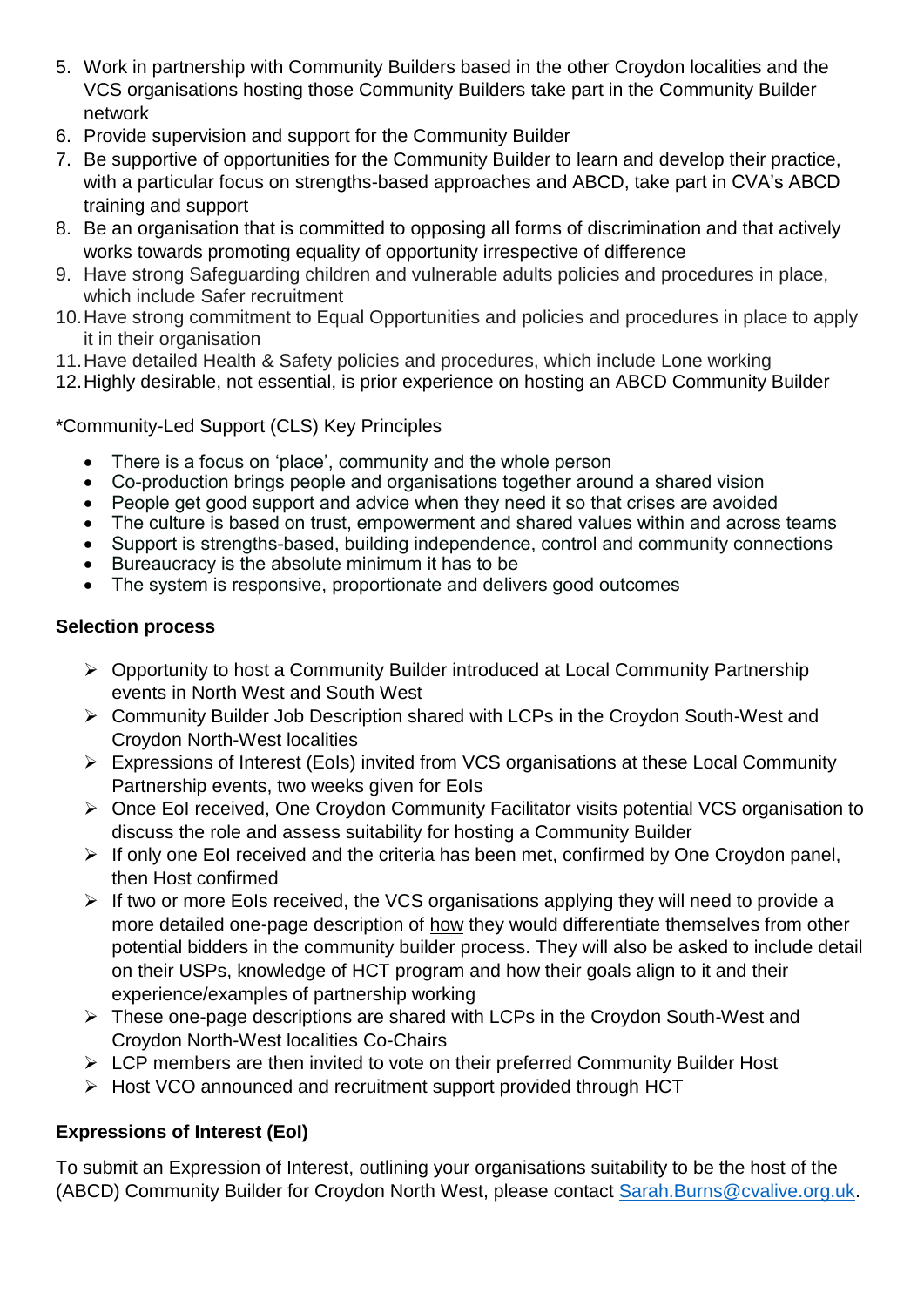5. Work in partnership with Community Builders based in the other Croydon localities and the VCS organisations hosting those Community Builders take part in the Community Builder network
6. Provide supervision and support for the Community Builder
7. Be supportive of opportunities for the Community Builder to learn and develop their practice, with a particular focus on strengths-based approaches and ABCD, take part in CVA's ABCD training and support
8. Be an organisation that is committed to opposing all forms of discrimination and that actively works towards promoting equality of opportunity irrespective of difference
9. Have strong Safeguarding children and vulnerable adults policies and procedures in place, which include Safer recruitment
10. Have strong commitment to Equal Opportunities and policies and procedures in place to apply it in their organisation
11. Have detailed Health & Safety policies and procedures, which include Lone working
12. Highly desirable, not essential, is prior experience on hosting an ABCD Community Builder

*Community-Led Support (CLS) Key Principles

- There is a focus on 'place', community and the whole person
- Co-production brings people and organisations together around a shared vision
- People get good support and advice when they need it so that crises are avoided
- The culture is based on trust, empowerment and shared values within and across teams
- Support is strengths-based, building independence, control and community connections
- Bureaucracy is the absolute minimum it has to be
- The system is responsive, proportionate and delivers good outcomes

**Selection process**

- Opportunity to host a Community Builder introduced at Local Community Partnership events in North West and South West
- Community Builder Job Description shared with LCPs in the Croydon South-West and Croydon North-West localities
- Expressions of Interest (EoIs) invited from VCS organisations at these Local Community Partnership events, two weeks given for EoIs
- Once EoI received, One Croydon Community Facilitator visits potential VCS organisation to discuss the role and assess suitability for hosting a Community Builder
- If only one EoI received and the criteria has been met, confirmed by One Croydon panel, then Host confirmed
- If two or more EoIs received, the VCS organisations applying they will need to provide a more detailed one-page description of how they would differentiate themselves from other potential bidders in the community builder process. They will also be asked to include detail on their USPs, knowledge of HCT program and how their goals align to it and their experience/examples of partnership working
- These one-page descriptions are shared with LCPs in the Croydon South-West and Croydon North-West localities Co-Chairs
- LCP members are then invited to vote on their preferred Community Builder Host
- Host VCO announced and recruitment support provided through HCT

**Expressions of Interest (EoI)**

To submit an Expression of Interest, outlining your organisations suitability to be the host of the (ABCD) Community Builder for Croydon North West, please contact Sarah.Burns@cvalive.org.uk.